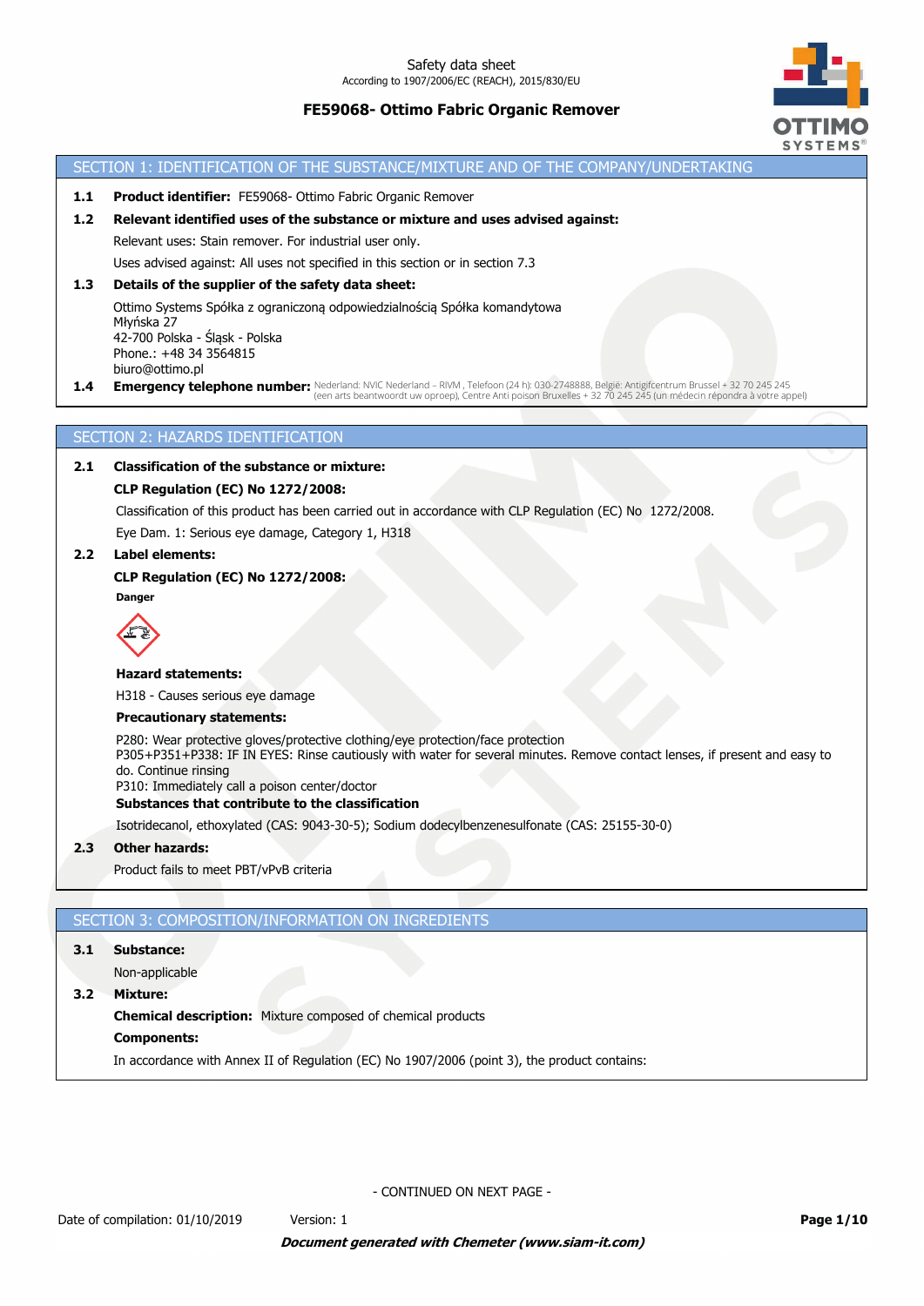Safety data sheet
According to 1907/2006/EC (REACH), 2015/830/EU

**FE59068- Ottimo Fabric Organic Remover**

## SECTION 1: IDENTIFICATION OF THE SUBSTANCE/MIXTURE AND OF THE COMPANY/UNDERTAKING

**1.1 Product identifier:** FE59068- Ottimo Fabric Organic Remover

**1.2 Relevant identified uses of the substance or mixture and uses advised against:**

Relevant uses: Stain remover. For industrial user only.

Uses advised against: All uses not specified in this section or in section 7.3

**1.3 Details of the supplier of the safety data sheet:**

Ottimo Systems Spółka z ograniczoną odpowiedzialnością Spółka komandytowa
Młyńska 27
42-700 Polska - Śląsk - Polska
Phone.: +48 34 3564815
biuro@ottimo.pl

**1.4 Emergency telephone number:** Nederland: NVIC Nederland – RIVM , Telefoon (24 h): 030-2748888, België: Antigifcentrum Brussel + 32 70 245 245 (een arts beantwoordt uw oproep), Centre Anti poison Bruxelles + 32 70 245 245 (un médecin répondra à votre appel)

## SECTION 2: HAZARDS IDENTIFICATION

**2.1 Classification of the substance or mixture:**

**CLP Regulation (EC) No 1272/2008:**

Classification of this product has been carried out in accordance with CLP Regulation (EC) No 1272/2008.

Eye Dam. 1: Serious eye damage, Category 1, H318

**2.2 Label elements:**

**CLP Regulation (EC) No 1272/2008:**

**Danger**

**Hazard statements:**

H318 - Causes serious eye damage

**Precautionary statements:**

P280: Wear protective gloves/protective clothing/eye protection/face protection
P305+P351+P338: IF IN EYES: Rinse cautiously with water for several minutes. Remove contact lenses, if present and easy to do. Continue rinsing
P310: Immediately call a poison center/doctor

**Substances that contribute to the classification**

Isotridecanol, ethoxylated (CAS: 9043-30-5); Sodium dodecylbenzenesulfonate (CAS: 25155-30-0)

**2.3 Other hazards:**

Product fails to meet PBT/vPvB criteria

## SECTION 3: COMPOSITION/INFORMATION ON INGREDIENTS

**3.1 Substance:**

Non-applicable

**3.2 Mixture:**

**Chemical description:** Mixture composed of chemical products

**Components:**

In accordance with Annex II of Regulation (EC) No 1907/2006 (point 3), the product contains:

- CONTINUED ON NEXT PAGE -

Date of compilation: 01/10/2019 Version: 1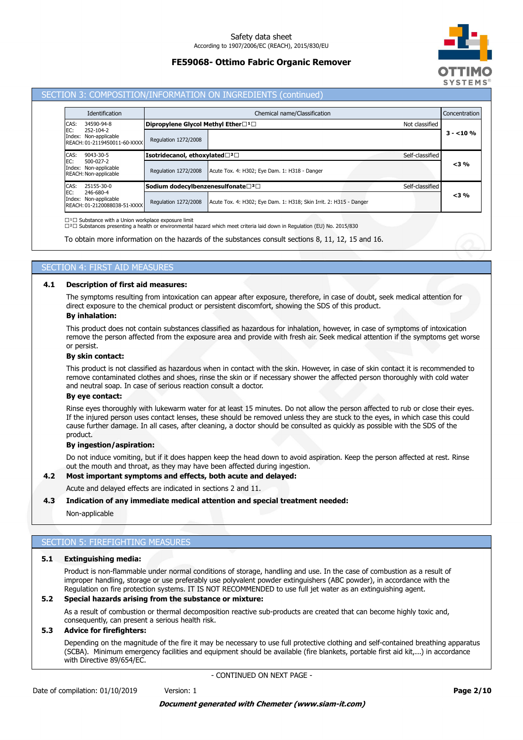## SECTION 3: COMPOSITION/INFORMATION ON INGREDIENTS (continued)

| Identification | Chemical name/Classification | | Concentration |
|---|---|---|---|
| CAS: 34590-94-8<br>EC: 252-104-2<br>Index: Non-applicable<br>REACH: 01-2119450011-60-XXXX | **Dipropylene Glycol Methyl Ether**□¹□ | Not classified | 3 - <10 % |
| | Regulation 1272/2008 | | |
| CAS: 9043-30-5<br>EC: 500-027-2<br>Index: Non-applicable<br>REACH: Non-applicable | **Isotridecanol, ethoxylated**□²□ | Self-classified | <3 % |
| | Regulation 1272/2008 | Acute Tox. 4: H302; Eye Dam. 1: H318 - Danger | |
| CAS: 25155-30-0<br>EC: 246-680-4<br>Index: Non-applicable<br>REACH: 01-2120088038-51-XXXX | **Sodium dodecylbenzenesulfonate**□²□ | Self-classified | <3 % |
| | Regulation 1272/2008 | Acute Tox. 4: H302; Eye Dam. 1: H318; Skin Irrit. 2: H315 - Danger | |

□¹□ Substance with a Union workplace exposure limit
□²□ Substances presenting a health or environmental hazard which meet criteria laid down in Regulation (EU) No. 2015/830

To obtain more information on the hazards of the substances consult sections 8, 11, 12, 15 and 16.

## SECTION 4: FIRST AID MEASURES

### 4.1 Description of first aid measures:

The symptoms resulting from intoxication can appear after exposure, therefore, in case of doubt, seek medical attention for direct exposure to the chemical product or persistent discomfort, showing the SDS of this product.

**By inhalation:**

This product does not contain substances classified as hazardous for inhalation, however, in case of symptoms of intoxication remove the person affected from the exposure area and provide with fresh air. Seek medical attention if the symptoms get worse or persist.

**By skin contact:**

This product is not classified as hazardous when in contact with the skin. However, in case of skin contact it is recommended to remove contaminated clothes and shoes, rinse the skin or if necessary shower the affected person thoroughly with cold water and neutral soap. In case of serious reaction consult a doctor.

**By eye contact:**

Rinse eyes thoroughly with lukewarm water for at least 15 minutes. Do not allow the person affected to rub or close their eyes. If the injured person uses contact lenses, these should be removed unless they are stuck to the eyes, in which case this could cause further damage. In all cases, after cleaning, a doctor should be consulted as quickly as possible with the SDS of the product.

**By ingestion/aspiration:**

Do not induce vomiting, but if it does happen keep the head down to avoid aspiration. Keep the person affected at rest. Rinse out the mouth and throat, as they may have been affected during ingestion.

### 4.2 Most important symptoms and effects, both acute and delayed:

Acute and delayed effects are indicated in sections 2 and 11.

### 4.3 Indication of any immediate medical attention and special treatment needed:

Non-applicable

## SECTION 5: FIREFIGHTING MEASURES

### 5.1 Extinguishing media:

Product is non-flammable under normal conditions of storage, handling and use. In the case of combustion as a result of improper handling, storage or use preferably use polyvalent powder extinguishers (ABC powder), in accordance with the Regulation on fire protection systems. IT IS NOT RECOMMENDED to use full jet water as an extinguishing agent.

### 5.2 Special hazards arising from the substance or mixture:

As a result of combustion or thermal decomposition reactive sub-products are created that can become highly toxic and, consequently, can present a serious health risk.

### 5.3 Advice for firefighters:

Depending on the magnitude of the fire it may be necessary to use full protective clothing and self-contained breathing apparatus (SCBA). Minimum emergency facilities and equipment should be available (fire blankets, portable first aid kit,...) in accordance with Directive 89/654/EC.

- CONTINUED ON NEXT PAGE -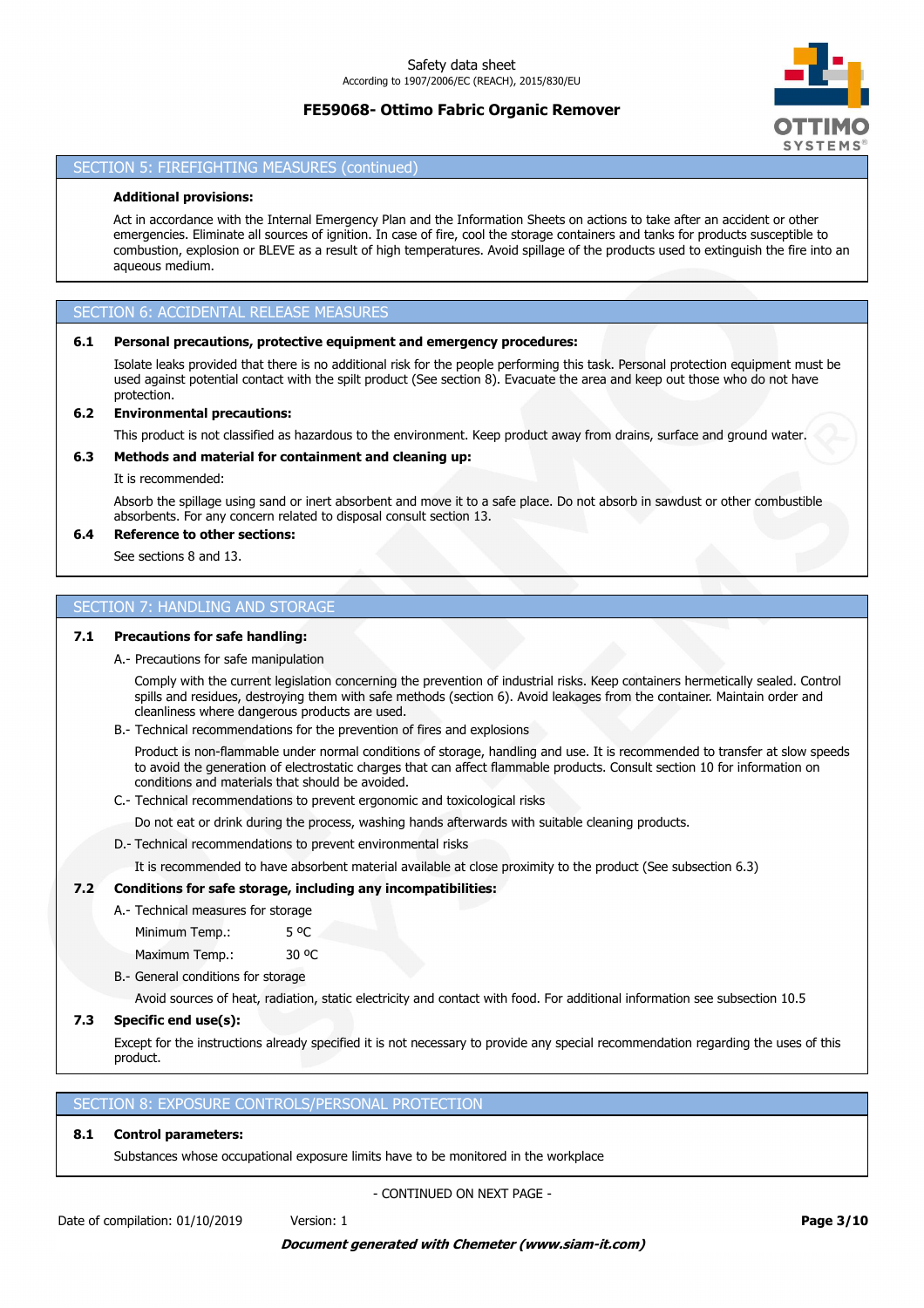## SECTION 5: FIREFIGHTING MEASURES (continued)

**Additional provisions:**

Act in accordance with the Internal Emergency Plan and the Information Sheets on actions to take after an accident or other emergencies. Eliminate all sources of ignition. In case of fire, cool the storage containers and tanks for products susceptible to combustion, explosion or BLEVE as a result of high temperatures. Avoid spillage of the products used to extinguish the fire into an aqueous medium.

## SECTION 6: ACCIDENTAL RELEASE MEASURES

**6.1 Personal precautions, protective equipment and emergency procedures:**

Isolate leaks provided that there is no additional risk for the people performing this task. Personal protection equipment must be used against potential contact with the spilt product (See section 8). Evacuate the area and keep out those who do not have protection.

**6.2 Environmental precautions:**

This product is not classified as hazardous to the environment. Keep product away from drains, surface and ground water.

**6.3 Methods and material for containment and cleaning up:**

It is recommended:

Absorb the spillage using sand or inert absorbent and move it to a safe place. Do not absorb in sawdust or other combustible absorbents. For any concern related to disposal consult section 13.

**6.4 Reference to other sections:**

See sections 8 and 13.

## SECTION 7: HANDLING AND STORAGE

**7.1 Precautions for safe handling:**

A.- Precautions for safe manipulation

Comply with the current legislation concerning the prevention of industrial risks. Keep containers hermetically sealed. Control spills and residues, destroying them with safe methods (section 6). Avoid leakages from the container. Maintain order and cleanliness where dangerous products are used.

B.- Technical recommendations for the prevention of fires and explosions

Product is non-flammable under normal conditions of storage, handling and use. It is recommended to transfer at slow speeds to avoid the generation of electrostatic charges that can affect flammable products. Consult section 10 for information on conditions and materials that should be avoided.

C.- Technical recommendations to prevent ergonomic and toxicological risks

Do not eat or drink during the process, washing hands afterwards with suitable cleaning products.

D.- Technical recommendations to prevent environmental risks

It is recommended to have absorbent material available at close proximity to the product (See subsection 6.3)

**7.2 Conditions for safe storage, including any incompatibilities:**

A.- Technical measures for storage

| | |
|---|---|
| Minimum Temp.: | 5 ºC |
| Maximum Temp.: | 30 ºC |

B.- General conditions for storage

Avoid sources of heat, radiation, static electricity and contact with food. For additional information see subsection 10.5

**7.3 Specific end use(s):**

Except for the instructions already specified it is not necessary to provide any special recommendation regarding the uses of this product.

## SECTION 8: EXPOSURE CONTROLS/PERSONAL PROTECTION

**8.1 Control parameters:**

Substances whose occupational exposure limits have to be monitored in the workplace

- CONTINUED ON NEXT PAGE -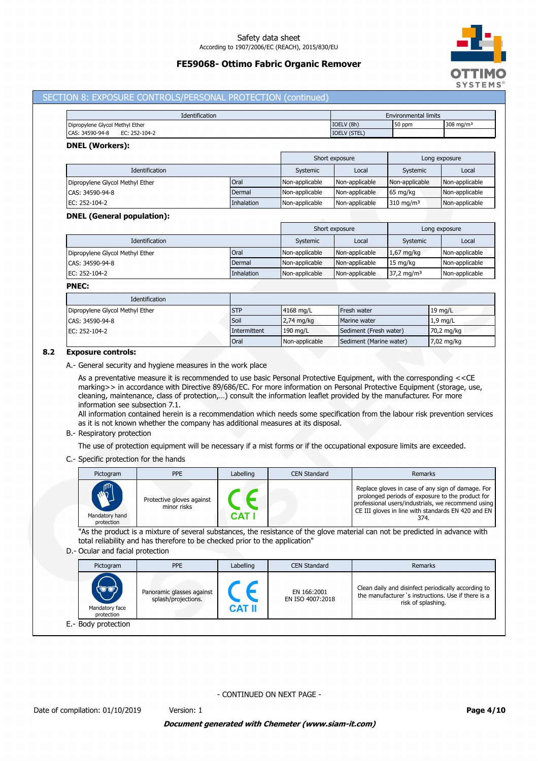## SECTION 8: EXPOSURE CONTROLS/PERSONAL PROTECTION (continued)

| Identification | Environmental limits | | |
|---|---|---|---|
| Dipropylene Glycol Methyl Ether<br>CAS: 34590-94-8 EC: 252-104-2 | IOELV (8h) | 50 ppm | 308 mg/m³ |
| | IOELV (STEL) | | |

**DNEL (Workers):**

| Identification | | Short exposure | | Long exposure | |
|---|---|---|---|---|---|
| | | Systemic | Local | Systemic | Local |
| Dipropylene Glycol Methyl Ether | Oral | Non-applicable | Non-applicable | Non-applicable | Non-applicable |
| CAS: 34590-94-8 | Dermal | Non-applicable | Non-applicable | 65 mg/kg | Non-applicable |
| EC: 252-104-2 | Inhalation | Non-applicable | Non-applicable | 310 mg/m³ | Non-applicable |

**DNEL (General population):**

| Identification | | Short exposure | | Long exposure | |
|---|---|---|---|---|---|
| | | Systemic | Local | Systemic | Local |
| Dipropylene Glycol Methyl Ether | Oral | Non-applicable | Non-applicable | 1,67 mg/kg | Non-applicable |
| CAS: 34590-94-8 | Dermal | Non-applicable | Non-applicable | 15 mg/kg | Non-applicable |
| EC: 252-104-2 | Inhalation | Non-applicable | Non-applicable | 37,2 mg/m³ | Non-applicable |

**PNEC:**

| Identification | | | | |
|---|---|---|---|---|
| Dipropylene Glycol Methyl Ether | STP | 4168 mg/L | Fresh water | 19 mg/L |
| CAS: 34590-94-8 | Soil | 2,74 mg/kg | Marine water | 1,9 mg/L |
| EC: 252-104-2 | Intermittent | 190 mg/L | Sediment (Fresh water) | 70,2 mg/kg |
| | Oral | Non-applicable | Sediment (Marine water) | 7,02 mg/kg |

### 8.2 Exposure controls:

A.- General security and hygiene measures in the work place

As a preventative measure it is recommended to use basic Personal Protective Equipment, with the corresponding <<CE marking>> in accordance with Directive 89/686/EC. For more information on Personal Protective Equipment (storage, use, cleaning, maintenance, class of protection,…) consult the information leaflet provided by the manufacturer. For more information see subsection 7.1.
All information contained herein is a recommendation which needs some specification from the labour risk prevention services as it is not known whether the company has additional measures at its disposal.

B.- Respiratory protection

The use of protection equipment will be necessary if a mist forms or if the occupational exposure limits are exceeded.

C.- Specific protection for the hands

| Pictogram | PPE | Labelling | CEN Standard | Remarks |
|---|---|---|---|---|
| Mandatory hand protection | Protective gloves against minor risks | CAT I | | Replace gloves in case of any sign of damage. For prolonged periods of exposure to the product for professional users/industrials, we recommend using CE III gloves in line with standards EN 420 and EN 374. |

"As the product is a mixture of several substances, the resistance of the glove material can not be predicted in advance with total reliability and has therefore to be checked prior to the application"

D.- Ocular and facial protection

| Pictogram | PPE | Labelling | CEN Standard | Remarks |
|---|---|---|---|---|
| Mandatory face protection | Panoramic glasses against splash/projections. | CAT II | EN 166:2001<br>EN ISO 4007:2018 | Clean daily and disinfect periodically according to the manufacturer´s instructions. Use if there is a risk of splashing. |

E.- Body protection

- CONTINUED ON NEXT PAGE -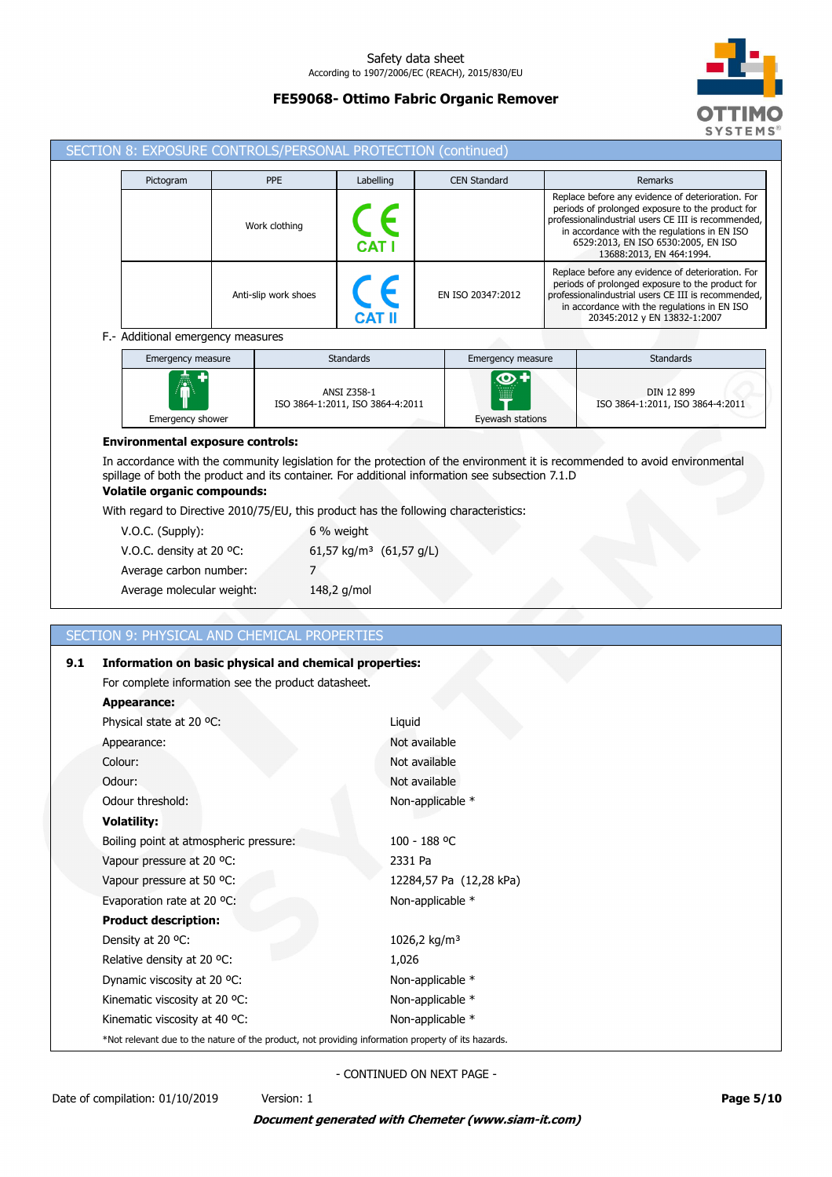## SECTION 8: EXPOSURE CONTROLS/PERSONAL PROTECTION (continued)

| Pictogram | PPE | Labelling | CEN Standard | Remarks |
|---|---|---|---|---|
| | Work clothing | CE CAT I | | Replace before any evidence of deterioration. For periods of prolonged exposure to the product for professionalindustrial users CE III is recommended, in accordance with the regulations in EN ISO 6529:2013, EN ISO 6530:2005, EN ISO 13688:2013, EN 464:1994. |
| | Anti-slip work shoes | CE CAT II | EN ISO 20347:2012 | Replace before any evidence of deterioration. For periods of prolonged exposure to the product for professionalindustrial users CE III is recommended, in accordance with the regulations in EN ISO 20345:2012 y EN 13832-1:2007 |

F.- Additional emergency measures

| Emergency measure | Standards | Emergency measure | Standards |
|---|---|---|---|
| Emergency shower | ANSI Z358-1<br>ISO 3864-1:2011, ISO 3864-4:2011 | Eyewash stations | DIN 12 899<br>ISO 3864-1:2011, ISO 3864-4:2011 |

**Environmental exposure controls:**

In accordance with the community legislation for the protection of the environment it is recommended to avoid environmental spillage of both the product and its container. For additional information see subsection 7.1.D

**Volatile organic compounds:**

With regard to Directive 2010/75/EU, this product has the following characteristics:

| | |
|---|---|
| V.O.C. (Supply): | 6 % weight |
| V.O.C. density at 20 ºC: | 61,57 kg/m³ (61,57 g/L) |
| Average carbon number: | 7 |
| Average molecular weight: | 148,2 g/mol |

## SECTION 9: PHYSICAL AND CHEMICAL PROPERTIES

**9.1 Information on basic physical and chemical properties:**

For complete information see the product datasheet.

**Appearance:**

| | |
|---|---|
| Physical state at 20 ºC: | Liquid |
| Appearance: | Not available |
| Colour: | Not available |
| Odour: | Not available |
| Odour threshold: | Non-applicable * |

**Volatility:**

| | |
|---|---|
| Boiling point at atmospheric pressure: | 100 - 188 ºC |
| Vapour pressure at 20 ºC: | 2331 Pa |
| Vapour pressure at 50 ºC: | 12284,57 Pa (12,28 kPa) |
| Evaporation rate at 20 ºC: | Non-applicable * |

**Product description:**

| | |
|---|---|
| Density at 20 ºC: | 1026,2 kg/m³ |
| Relative density at 20 ºC: | 1,026 |
| Dynamic viscosity at 20 ºC: | Non-applicable * |
| Kinematic viscosity at 20 ºC: | Non-applicable * |
| Kinematic viscosity at 40 ºC: | Non-applicable * |

*Not relevant due to the nature of the product, not providing information property of its hazards.

- CONTINUED ON NEXT PAGE -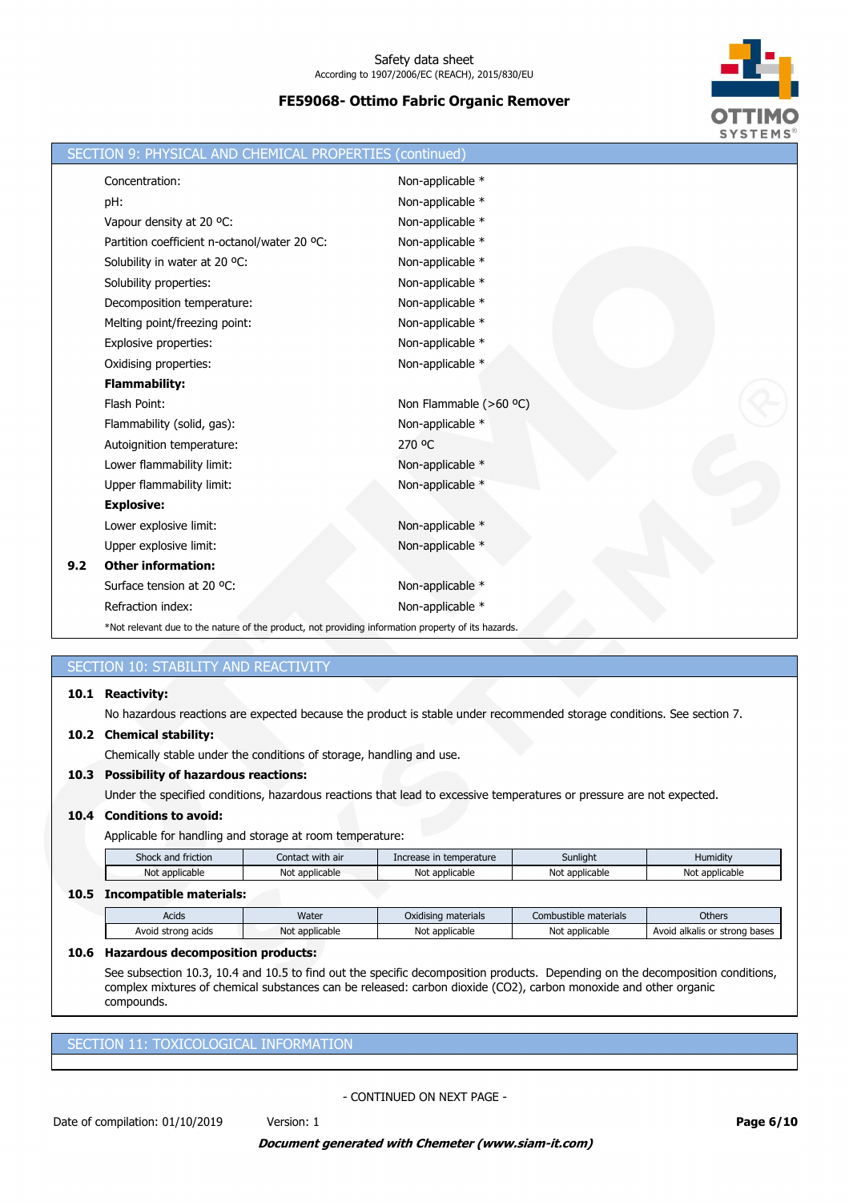## SECTION 9: PHYSICAL AND CHEMICAL PROPERTIES (continued)

| | |
|---|---|
| Concentration: | Non-applicable * |
| pH: | Non-applicable * |
| Vapour density at 20 ºC: | Non-applicable * |
| Partition coefficient n-octanol/water 20 ºC: | Non-applicable * |
| Solubility in water at 20 ºC: | Non-applicable * |
| Solubility properties: | Non-applicable * |
| Decomposition temperature: | Non-applicable * |
| Melting point/freezing point: | Non-applicable * |
| Explosive properties: | Non-applicable * |
| Oxidising properties: | Non-applicable * |
| **Flammability:** | |
| Flash Point: | Non Flammable (>60 ºC) |
| Flammability (solid, gas): | Non-applicable * |
| Autoignition temperature: | 270 ºC |
| Lower flammability limit: | Non-applicable * |
| Upper flammability limit: | Non-applicable * |
| **Explosive:** | |
| Lower explosive limit: | Non-applicable * |
| Upper explosive limit: | Non-applicable * |

**9.2 Other information:**

| | |
|---|---|
| Surface tension at 20 ºC: | Non-applicable * |
| Refraction index: | Non-applicable * |

*Not relevant due to the nature of the product, not providing information property of its hazards.

## SECTION 10: STABILITY AND REACTIVITY

**10.1 Reactivity:**

No hazardous reactions are expected because the product is stable under recommended storage conditions. See section 7.

**10.2 Chemical stability:**

Chemically stable under the conditions of storage, handling and use.

**10.3 Possibility of hazardous reactions:**

Under the specified conditions, hazardous reactions that lead to excessive temperatures or pressure are not expected.

**10.4 Conditions to avoid:**

Applicable for handling and storage at room temperature:

| Shock and friction | Contact with air | Increase in temperature | Sunlight | Humidity |
|---|---|---|---|---|
| Not applicable | Not applicable | Not applicable | Not applicable | Not applicable |

**10.5 Incompatible materials:**

| Acids | Water | Oxidising materials | Combustible materials | Others |
|---|---|---|---|---|
| Avoid strong acids | Not applicable | Not applicable | Not applicable | Avoid alkalis or strong bases |

**10.6 Hazardous decomposition products:**

See subsection 10.3, 10.4 and 10.5 to find out the specific decomposition products. Depending on the decomposition conditions, complex mixtures of chemical substances can be released: carbon dioxide ($CO_2$), carbon monoxide and other organic compounds.

## SECTION 11: TOXICOLOGICAL INFORMATION

- CONTINUED ON NEXT PAGE -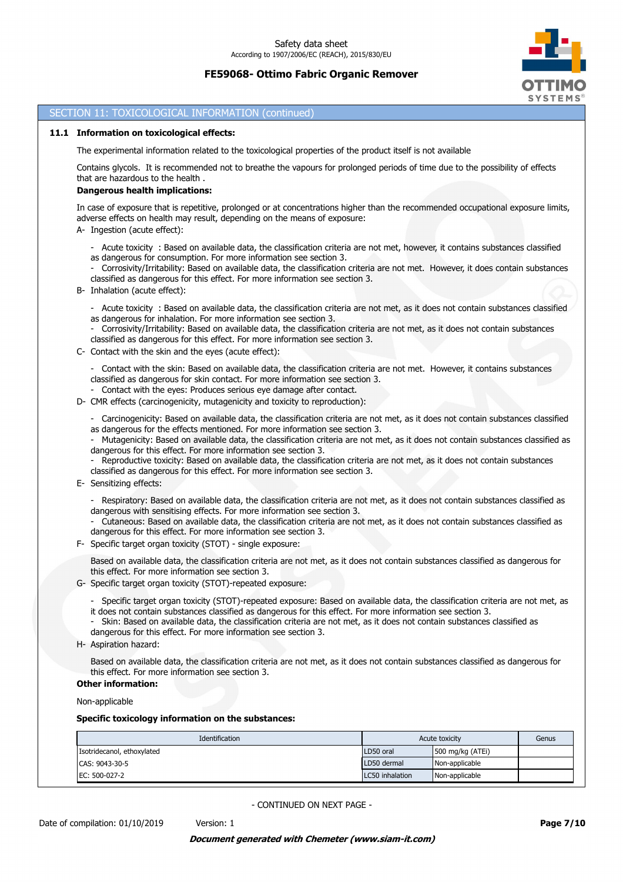## SECTION 11: TOXICOLOGICAL INFORMATION (continued)

### 11.1 Information on toxicological effects:

The experimental information related to the toxicological properties of the product itself is not available

Contains glycols. It is recommended not to breathe the vapours for prolonged periods of time due to the possibility of effects that are hazardous to the health .

**Dangerous health implications:**

In case of exposure that is repetitive, prolonged or at concentrations higher than the recommended occupational exposure limits, adverse effects on health may result, depending on the means of exposure:

A- Ingestion (acute effect):

- Acute toxicity : Based on available data, the classification criteria are not met, however, it contains substances classified as dangerous for consumption. For more information see section 3.
- Corrosivity/Irritability: Based on available data, the classification criteria are not met. However, it does contain substances classified as dangerous for this effect. For more information see section 3.

B- Inhalation (acute effect):

- Acute toxicity : Based on available data, the classification criteria are not met, as it does not contain substances classified as dangerous for inhalation. For more information see section 3.
- Corrosivity/Irritability: Based on available data, the classification criteria are not met, as it does not contain substances classified as dangerous for this effect. For more information see section 3.

C- Contact with the skin and the eyes (acute effect):

- Contact with the skin: Based on available data, the classification criteria are not met. However, it contains substances classified as dangerous for skin contact. For more information see section 3.
- Contact with the eyes: Produces serious eye damage after contact.

D- CMR effects (carcinogenicity, mutagenicity and toxicity to reproduction):

- Carcinogenicity: Based on available data, the classification criteria are not met, as it does not contain substances classified as dangerous for the effects mentioned. For more information see section 3.
- Mutagenicity: Based on available data, the classification criteria are not met, as it does not contain substances classified as dangerous for this effect. For more information see section 3.
- Reproductive toxicity: Based on available data, the classification criteria are not met, as it does not contain substances classified as dangerous for this effect. For more information see section 3.

E- Sensitizing effects:

- Respiratory: Based on available data, the classification criteria are not met, as it does not contain substances classified as dangerous with sensitising effects. For more information see section 3.
- Cutaneous: Based on available data, the classification criteria are not met, as it does not contain substances classified as dangerous for this effect. For more information see section 3.

F- Specific target organ toxicity (STOT) - single exposure:

Based on available data, the classification criteria are not met, as it does not contain substances classified as dangerous for this effect. For more information see section 3.

G- Specific target organ toxicity (STOT)-repeated exposure:

- Specific target organ toxicity (STOT)-repeated exposure: Based on available data, the classification criteria are not met, as it does not contain substances classified as dangerous for this effect. For more information see section 3.
- Skin: Based on available data, the classification criteria are not met, as it does not contain substances classified as dangerous for this effect. For more information see section 3.

H- Aspiration hazard:

Based on available data, the classification criteria are not met, as it does not contain substances classified as dangerous for this effect. For more information see section 3.

**Other information:**

Non-applicable

**Specific toxicology information on the substances:**

| Identification | Acute toxicity | | Genus |
|---|---|---|---|
| Isotridecanol, ethoxylated | LD50 oral | 500 mg/kg (ATEi) | |
| CAS: 9043-30-5 | LD50 dermal | Non-applicable | |
| EC: 500-027-2 | LC50 inhalation | Non-applicable | |

- CONTINUED ON NEXT PAGE -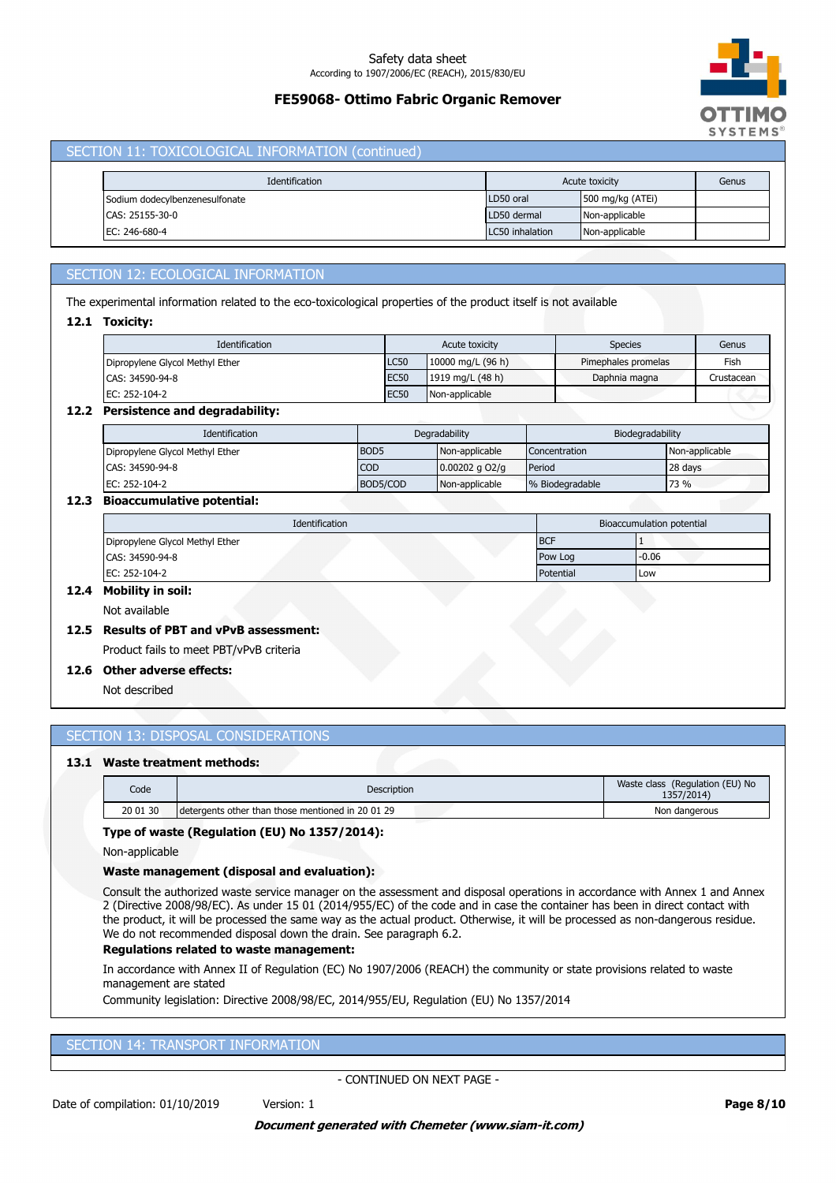## SECTION 11: TOXICOLOGICAL INFORMATION (continued)

| Identification | Acute toxicity | | Genus |
|---|---|---|---|
| Sodium dodecylbenzenesulfonate | LD50 oral | 500 mg/kg (ATEi) | |
| CAS: 25155-30-0 | LD50 dermal | Non-applicable | |
| EC: 246-680-4 | LC50 inhalation | Non-applicable | |

## SECTION 12: ECOLOGICAL INFORMATION

The experimental information related to the eco-toxicological properties of the product itself is not available

### 12.1 Toxicity:

| Identification | Acute toxicity | | Species | Genus |
|---|---|---|---|---|
| Dipropylene Glycol Methyl Ether | LC50 | 10000 mg/L (96 h) | Pimephales promelas | Fish |
| CAS: 34590-94-8 | EC50 | 1919 mg/L (48 h) | Daphnia magna | Crustacean |
| EC: 252-104-2 | EC50 | Non-applicable | | |

### 12.2 Persistence and degradability:

| Identification | Degradability | | Biodegradability | |
|---|---|---|---|---|
| Dipropylene Glycol Methyl Ether | BOD5 | Non-applicable | Concentration | Non-applicable |
| CAS: 34590-94-8 | COD | 0.00202 g O2/g | Period | 28 days |
| EC: 252-104-2 | BOD5/COD | Non-applicable | % Biodegradable | 73 % |

### 12.3 Bioaccumulative potential:

| Identification | Bioaccumulation potential | |
|---|---|---|
| Dipropylene Glycol Methyl Ether | BCF | 1 |
| CAS: 34590-94-8 | Pow Log | -0.06 |
| EC: 252-104-2 | Potential | Low |

### 12.4 Mobility in soil:

Not available

### 12.5 Results of PBT and vPvB assessment:

Product fails to meet PBT/vPvB criteria

### 12.6 Other adverse effects:

Not described

## SECTION 13: DISPOSAL CONSIDERATIONS

### 13.1 Waste treatment methods:

| Code | Description | Waste class (Regulation (EU) No 1357/2014) |
|---|---|---|
| 20 01 30 | detergents other than those mentioned in 20 01 29 | Non dangerous |

**Type of waste (Regulation (EU) No 1357/2014):**

Non-applicable

**Waste management (disposal and evaluation):**

Consult the authorized waste service manager on the assessment and disposal operations in accordance with Annex 1 and Annex 2 (Directive 2008/98/EC). As under 15 01 (2014/955/EC) of the code and in case the container has been in direct contact with the product, it will be processed the same way as the actual product. Otherwise, it will be processed as non-dangerous residue. We do not recommended disposal down the drain. See paragraph 6.2.

**Regulations related to waste management:**

In accordance with Annex II of Regulation (EC) No 1907/2006 (REACH) the community or state provisions related to waste management are stated

Community legislation: Directive 2008/98/EC, 2014/955/EU, Regulation (EU) No 1357/2014

## SECTION 14: TRANSPORT INFORMATION

- CONTINUED ON NEXT PAGE -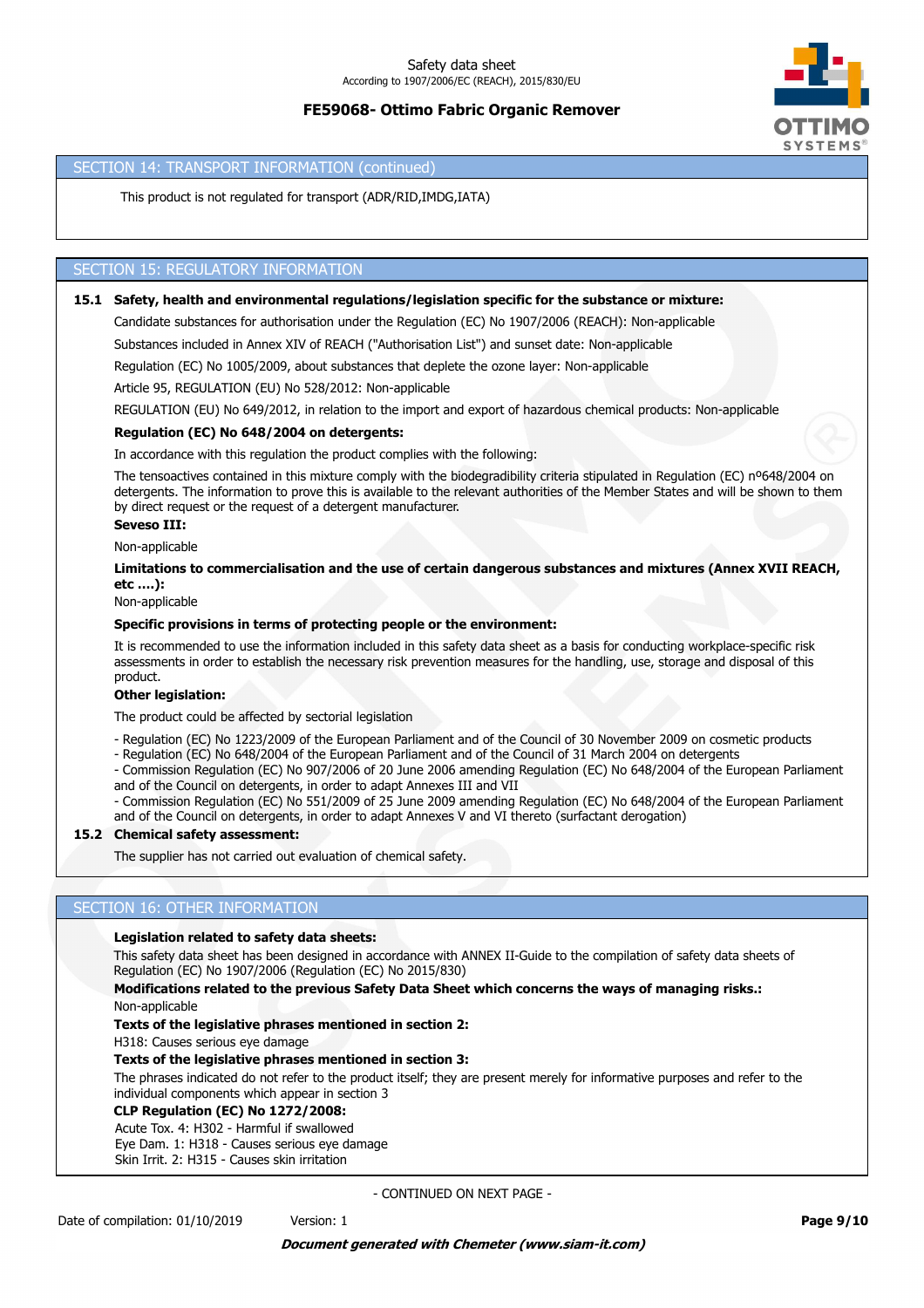## SECTION 14: TRANSPORT INFORMATION (continued)

This product is not regulated for transport (ADR/RID,IMDG,IATA)

## SECTION 15: REGULATORY INFORMATION

**15.1 Safety, health and environmental regulations/legislation specific for the substance or mixture:**

Candidate substances for authorisation under the Regulation (EC) No 1907/2006 (REACH): Non-applicable

Substances included in Annex XIV of REACH ("Authorisation List") and sunset date: Non-applicable

Regulation (EC) No 1005/2009, about substances that deplete the ozone layer: Non-applicable

Article 95, REGULATION (EU) No 528/2012: Non-applicable

REGULATION (EU) No 649/2012, in relation to the import and export of hazardous chemical products: Non-applicable

**Regulation (EC) No 648/2004 on detergents:**

In accordance with this regulation the product complies with the following:

The tensoactives contained in this mixture comply with the biodegradibility criteria stipulated in Regulation (EC) nº648/2004 on detergents. The information to prove this is available to the relevant authorities of the Member States and will be shown to them by direct request or the request of a detergent manufacturer.

**Seveso III:**

Non-applicable

**Limitations to commercialisation and the use of certain dangerous substances and mixtures (Annex XVII REACH, etc ….):**

Non-applicable

**Specific provisions in terms of protecting people or the environment:**

It is recommended to use the information included in this safety data sheet as a basis for conducting workplace-specific risk assessments in order to establish the necessary risk prevention measures for the handling, use, storage and disposal of this product.

**Other legislation:**

The product could be affected by sectorial legislation

- Regulation (EC) No 1223/2009 of the European Parliament and of the Council of 30 November 2009 on cosmetic products
- Regulation (EC) No 648/2004 of the European Parliament and of the Council of 31 March 2004 on detergents
- Commission Regulation (EC) No 907/2006 of 20 June 2006 amending Regulation (EC) No 648/2004 of the European Parliament and of the Council on detergents, in order to adapt Annexes III and VII
- Commission Regulation (EC) No 551/2009 of 25 June 2009 amending Regulation (EC) No 648/2004 of the European Parliament and of the Council on detergents, in order to adapt Annexes V and VI thereto (surfactant derogation)

**15.2 Chemical safety assessment:**

The supplier has not carried out evaluation of chemical safety.

## SECTION 16: OTHER INFORMATION

**Legislation related to safety data sheets:**

This safety data sheet has been designed in accordance with ANNEX II-Guide to the compilation of safety data sheets of Regulation (EC) No 1907/2006 (Regulation (EC) No 2015/830)

**Modifications related to the previous Safety Data Sheet which concerns the ways of managing risks.:**

Non-applicable

**Texts of the legislative phrases mentioned in section 2:**

H318: Causes serious eye damage

**Texts of the legislative phrases mentioned in section 3:**

The phrases indicated do not refer to the product itself; they are present merely for informative purposes and refer to the individual components which appear in section 3

**CLP Regulation (EC) No 1272/2008:**

Acute Tox. 4: H302 - Harmful if swallowed
Eye Dam. 1: H318 - Causes serious eye damage
Skin Irrit. 2: H315 - Causes skin irritation

- CONTINUED ON NEXT PAGE -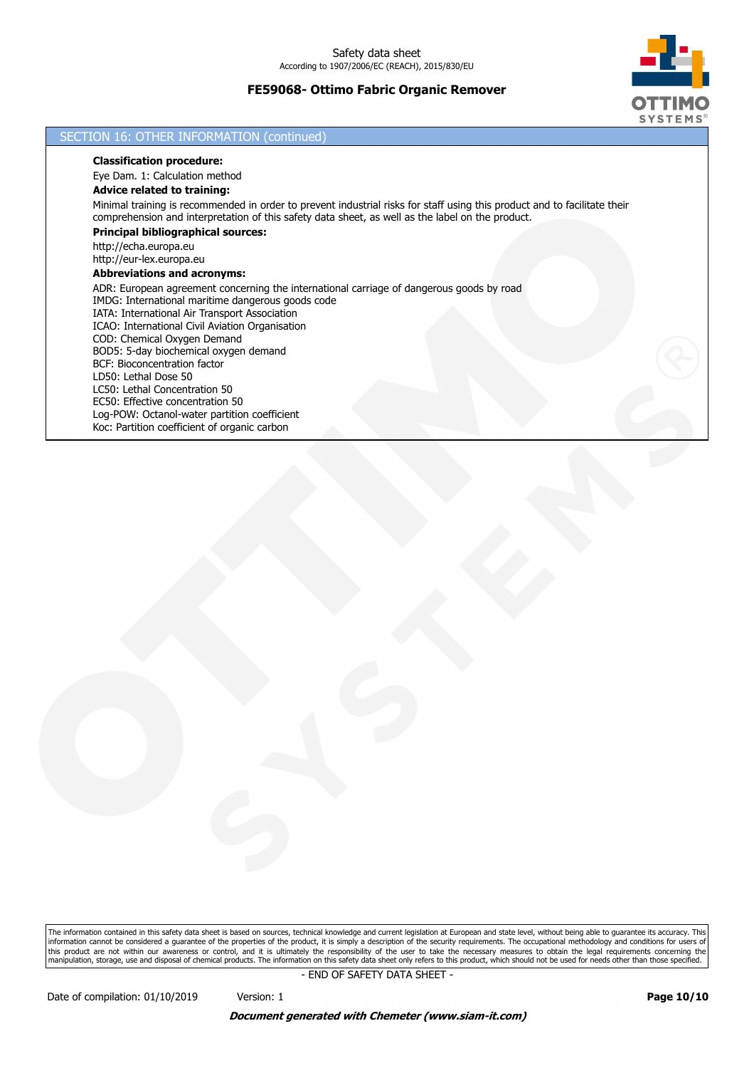## SECTION 16: OTHER INFORMATION (continued)

**Classification procedure:**

Eye Dam. 1: Calculation method

**Advice related to training:**

Minimal training is recommended in order to prevent industrial risks for staff using this product and to facilitate their comprehension and interpretation of this safety data sheet, as well as the label on the product.

**Principal bibliographical sources:**

http://echa.europa.eu
http://eur-lex.europa.eu

**Abbreviations and acronyms:**

ADR: European agreement concerning the international carriage of dangerous goods by road
IMDG: International maritime dangerous goods code
IATA: International Air Transport Association
ICAO: International Civil Aviation Organisation
COD: Chemical Oxygen Demand
BOD5: 5-day biochemical oxygen demand
BCF: Bioconcentration factor
LD50: Lethal Dose 50
LC50: Lethal Concentration 50
EC50: Effective concentration 50
Log-POW: Octanol-water partition coefficient
Koc: Partition coefficient of organic carbon

The information contained in this safety data sheet is based on sources, technical knowledge and current legislation at European and state level, without being able to guarantee its accuracy. This information cannot be considered a guarantee of the properties of the product, it is simply a description of the security requirements. The occupational methodology and conditions for users of this product are not within our awareness or control, and it is ultimately the responsibility of the user to take the necessary measures to obtain the legal requirements concerning the manipulation, storage, use and disposal of chemical products. The information on this safety data sheet only refers to this product, which should not be used for needs other than those specified.

- END OF SAFETY DATA SHEET -